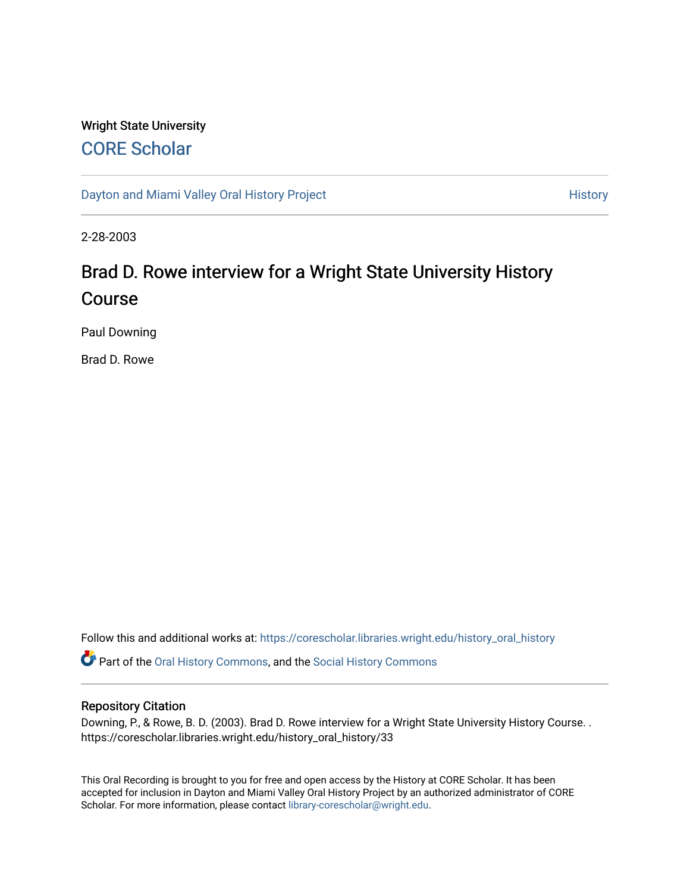Wright State University

CORE Scholar

Dayton and Miami Valley Oral History Project

History

2-28-2003

# Brad D. Rowe interview for a Wright State University History Course

Paul Downing

Brad D. Rowe

Follow this and additional works at: https://corescholar.libraries.wright.edu/history_oral_history

Part of the Oral History Commons, and the Social History Commons

## Repository Citation

Downing, P., & Rowe, B. D. (2003). Brad D. Rowe interview for a Wright State University History Course. . https://corescholar.libraries.wright.edu/history_oral_history/33

This Oral Recording is brought to you for free and open access by the History at CORE Scholar. It has been accepted for inclusion in Dayton and Miami Valley Oral History Project by an authorized administrator of CORE Scholar. For more information, please contact library-corescholar@wright.edu.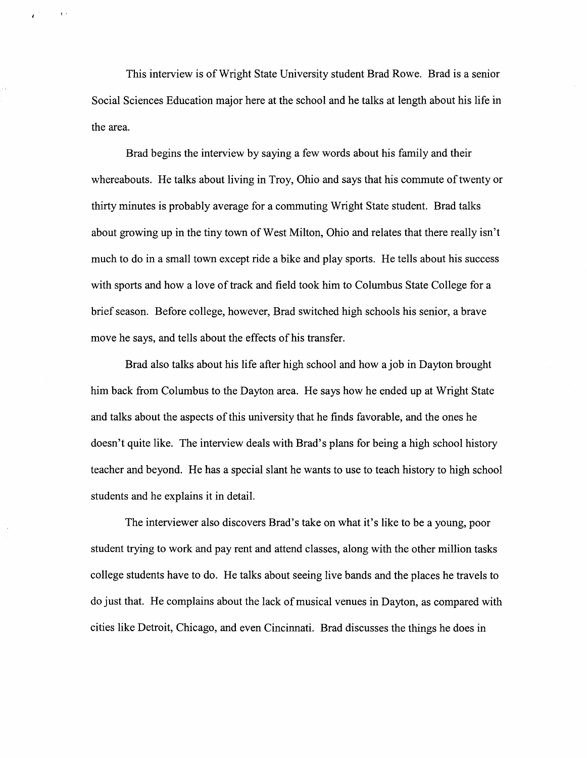This interview is of Wright State University student Brad Rowe. Brad is a senior Social Sciences Education major here at the school and he talks at length about his life in the area.

Brad begins the interview by saying a few words about his family and their whereabouts. He talks about living in Troy, Ohio and says that his commute of twenty or thirty minutes is probably average for a commuting Wright State student. Brad talks about growing up in the tiny town of West Milton, Ohio and relates that there really isn't much to do in a small town except ride a bike and play sports. He tells about his success with sports and how a love of track and field took him to Columbus State College for a brief season. Before college, however, Brad switched high schools his senior, a brave move he says, and tells about the effects of his transfer.

Brad also talks about his life after high school and how a job in Dayton brought him back from Columbus to the Dayton area. He says how he ended up at Wright State and talks about the aspects of this university that he finds favorable, and the ones he doesn't quite like. The interview deals with Brad's plans for being a high school history teacher and beyond. He has a special slant he wants to use to teach history to high school students and he explains it in detail.

The interviewer also discovers Brad's take on what it's like to be a young, poor student trying to work and pay rent and attend classes, along with the other million tasks college students have to do. He talks about seeing live bands and the places he travels to do just that. He complains about the lack of musical venues in Dayton, as compared with cities like Detroit, Chicago, and even Cincinnati. Brad discusses the things he does in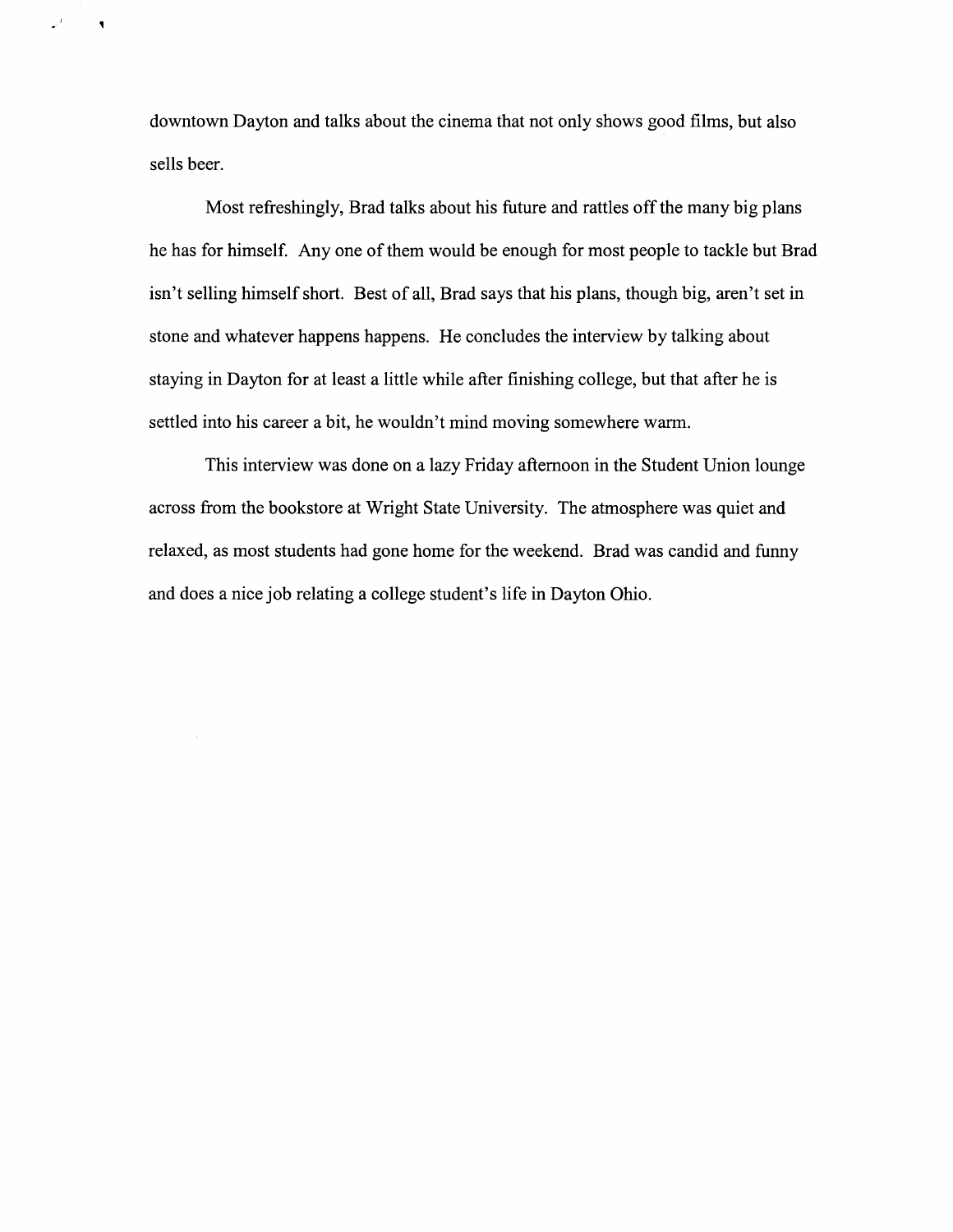downtown Dayton and talks about the cinema that not only shows good films, but also sells beer.

Most refreshingly, Brad talks about his future and rattles off the many big plans he has for himself. Any one of them would be enough for most people to tackle but Brad isn't selling himself short. Best of all, Brad says that his plans, though big, aren't set in stone and whatever happens happens. He concludes the interview by talking about staying in Dayton for at least a little while after finishing college, but that after he is settled into his career a bit, he wouldn't mind moving somewhere warm.

This interview was done on a lazy Friday afternoon in the Student Union lounge across from the bookstore at Wright State University. The atmosphere was quiet and relaxed, as most students had gone home for the weekend. Brad was candid and funny and does a nice job relating a college student's life in Dayton Ohio.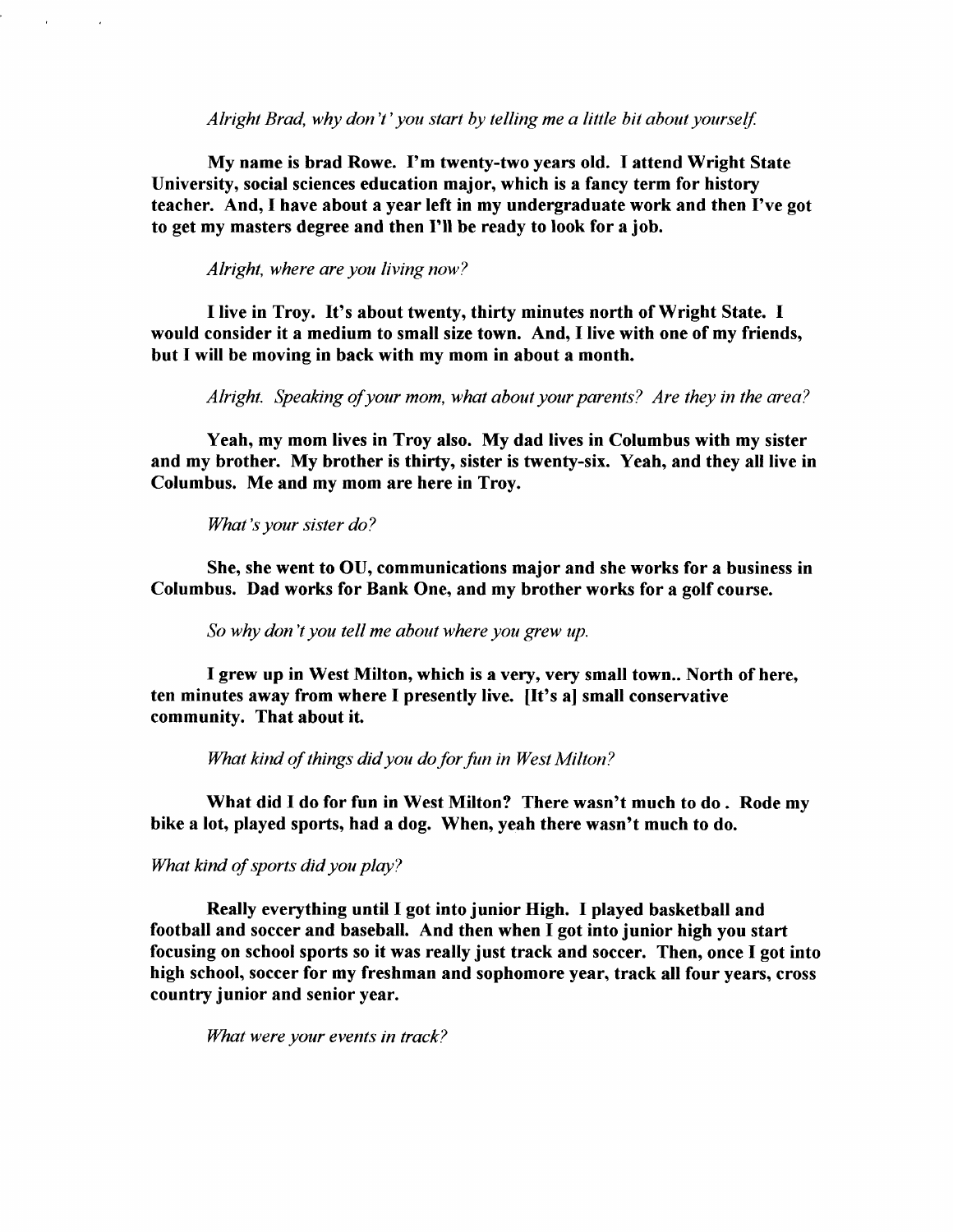*Alright Brad, why don't' you start by telling me a little bit about yourself.*

**My name is brad Rowe. I'm twenty-two years old. I attend Wright State University, social sciences education major, which is a fancy term for history teacher. And, I have about a year left in my undergraduate work and then I've got to get my masters degree and then I'll be ready to look for a job.**

*Alright, where are you living now?*

**I live in Troy. It's about twenty, thirty minutes north of Wright State. I would consider it a medium to small size town. And, I live with one of my friends, but I will be moving in back with my mom in about a month.**

*Alright. Speaking of your mom, what about your parents? Are they in the area?*

**Yeah, my mom lives in Troy also. My dad lives in Columbus with my sister and my brother. My brother is thirty, sister is twenty-six. Yeah, and they all live in Columbus. Me and my mom are here in Troy.**

*What's your sister do?*

**She, she went to OU, communications major and she works for a business in Columbus. Dad works for Bank One, and my brother works for a golf course.**

*So why don't you tell me about where you grew up.*

**I grew up in West Milton, which is a very, very small town.. North of here, ten minutes away from where I presently live. [It's a] small conservative community. That about it.**

*What kind of things did you do for fun in West Milton?*

**What did I do for fun in West Milton? There wasn't much to do . Rode my bike a lot, played sports, had a dog. When, yeah there wasn't much to do.**

*What kind of sports did you play?*

**Really everything until I got into junior High. I played basketball and football and soccer and baseball. And then when I got into junior high you start focusing on school sports so it was really just track and soccer. Then, once I got into high school, soccer for my freshman and sophomore year, track all four years, cross country junior and senior year.**

*What were your events in track?*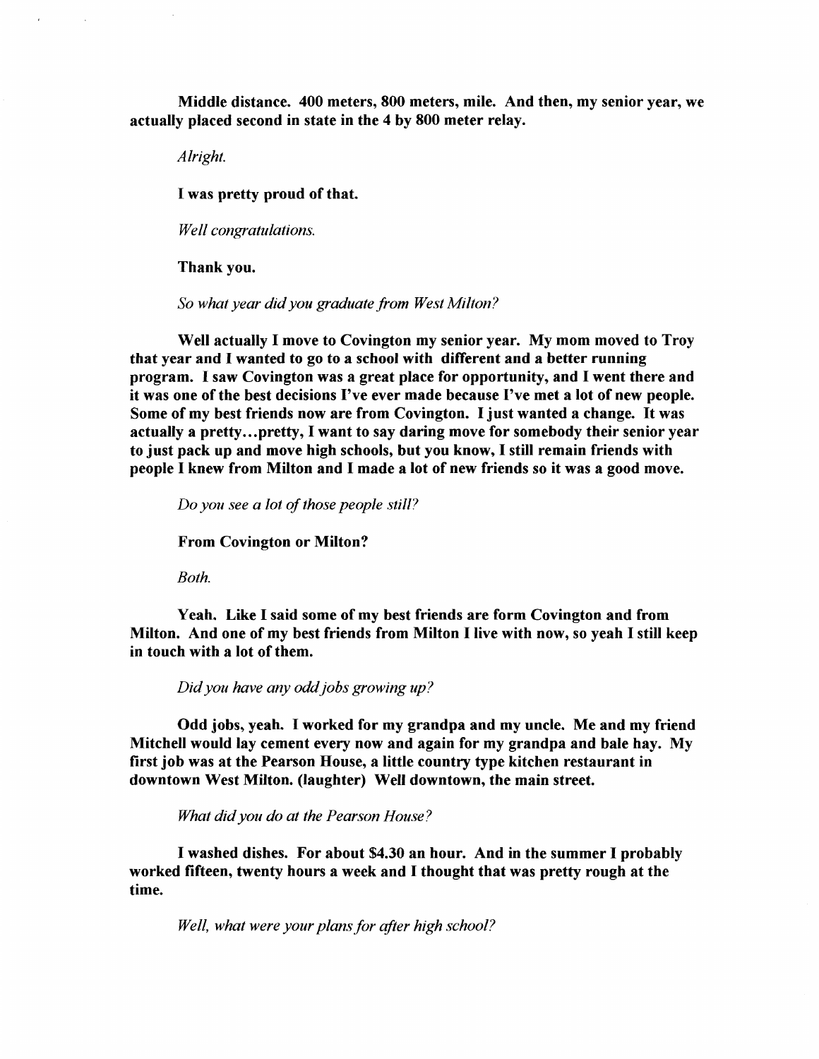**Middle distance. 400 meters, 800 meters, mile. And then, my senior year, we actually placed second in state in the 4 by 800 meter relay.**

*Alright.*

**I was pretty proud of that.**

*Well congratulations.*

**Thank you.**

*So what year did you graduate from West Milton?*

**Well actually I move to Covington my senior year. My mom moved to Troy that year and I wanted to go to a school with different and a better running program. I saw Covington was a great place for opportunity, and I went there and it was one of the best decisions I've ever made because I've met a lot of new people. Some of my best friends now are from Covington. I just wanted a change. It was actually a pretty…pretty, I want to say daring move for somebody their senior year to just pack up and move high schools, but you know, I still remain friends with people I knew from Milton and I made a lot of new friends so it was a good move.**

*Do you see a lot of those people still?*

**From Covington or Milton?**

*Both.*

**Yeah. Like I said some of my best friends are form Covington and from Milton. And one of my best friends from Milton I live with now, so yeah I still keep in touch with a lot of them.**

*Did you have any odd jobs growing up?*

**Odd jobs, yeah. I worked for my grandpa and my uncle. Me and my friend Mitchell would lay cement every now and again for my grandpa and bale hay. My first job was at the Pearson House, a little country type kitchen restaurant in downtown West Milton. (laughter) Well downtown, the main street.**

*What did you do at the Pearson House?*

**I washed dishes. For about $4.30 an hour. And in the summer I probably worked fifteen, twenty hours a week and I thought that was pretty rough at the time.**

*Well, what were your plans for after high school?*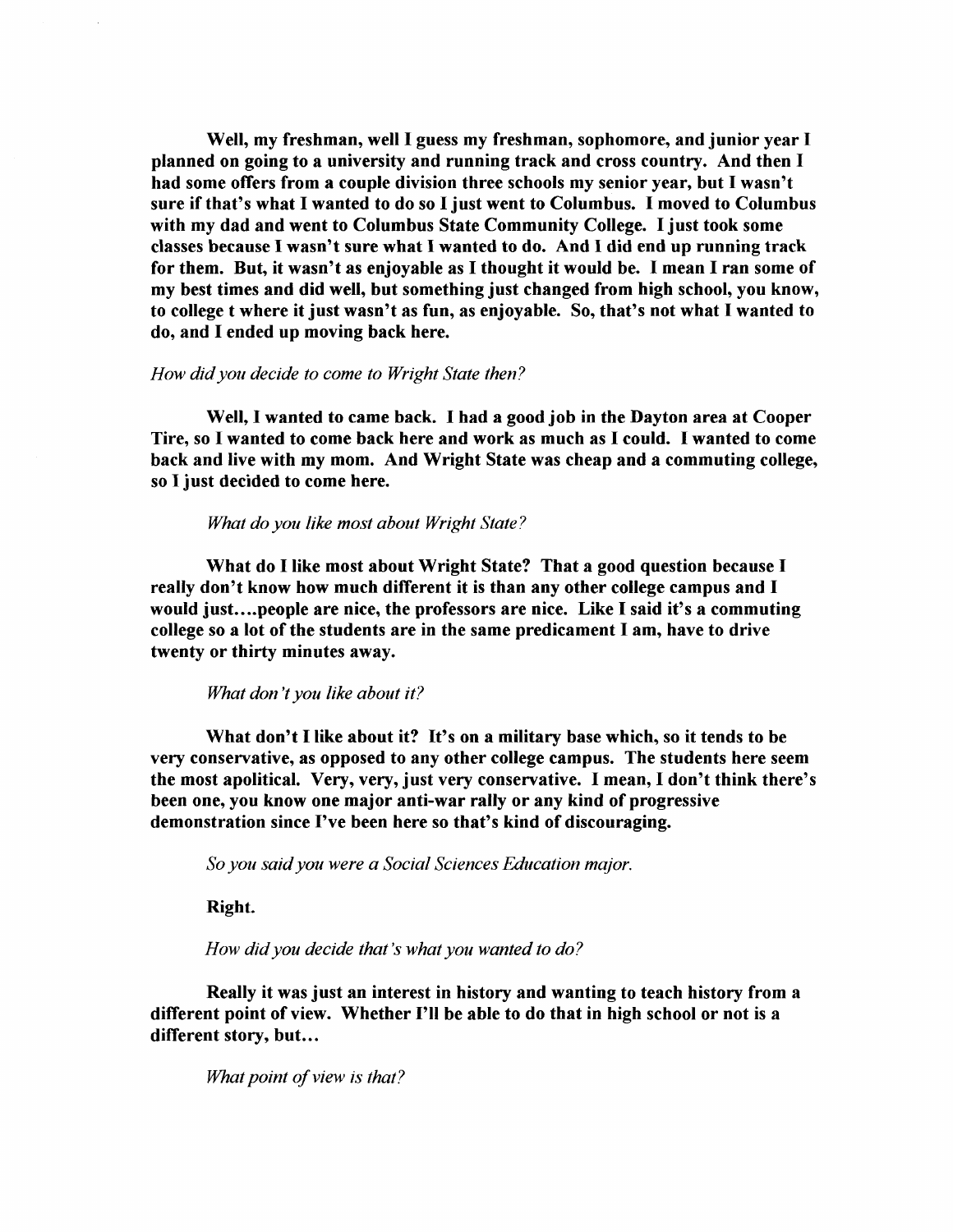**Well, my freshman, well I guess my freshman, sophomore, and junior year I planned on going to a university and running track and cross country. And then I had some offers from a couple division three schools my senior year, but I wasn't sure if that's what I wanted to do so I just went to Columbus. I moved to Columbus with my dad and went to Columbus State Community College. I just took some classes because I wasn't sure what I wanted to do. And I did end up running track for them. But, it wasn't as enjoyable as I thought it would be. I mean I ran some of my best times and did well, but something just changed from high school, you know, to college t where it just wasn't as fun, as enjoyable. So, that's not what I wanted to do, and I ended up moving back here.**

*How did you decide to come to Wright State then?*

**Well, I wanted to came back. I had a good job in the Dayton area at Cooper Tire, so I wanted to come back here and work as much as I could. I wanted to come back and live with my mom. And Wright State was cheap and a commuting college, so I just decided to come here.**

*What do you like most about Wright State?*

**What do I like most about Wright State? That a good question because I really don't know how much different it is than any other college campus and I would just....people are nice, the professors are nice. Like I said it's a commuting college so a lot of the students are in the same predicament I am, have to drive twenty or thirty minutes away.**

*What don't you like about it?*

**What don't I like about it? It's on a military base which, so it tends to be very conservative, as opposed to any other college campus. The students here seem the most apolitical. Very, very, just very conservative. I mean, I don't think there's been one, you know one major anti-war rally or any kind of progressive demonstration since I've been here so that's kind of discouraging.**

*So you said you were a Social Sciences Education major.*

**Right.**

*How did you decide that's what you wanted to do?*

**Really it was just an interest in history and wanting to teach history from a different point of view. Whether I'll be able to do that in high school or not is a different story, but...**

*What point of view is that?*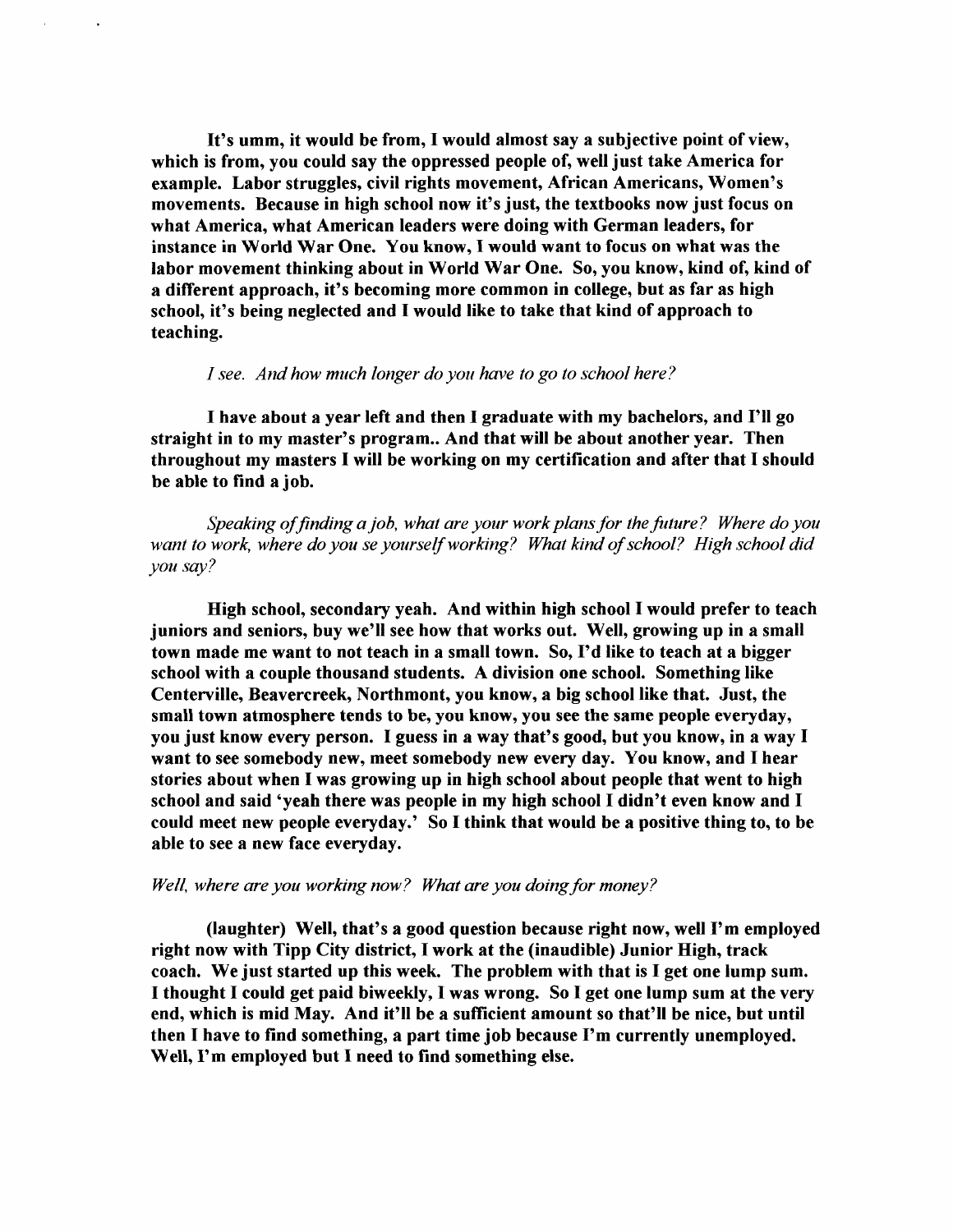**It's umm, it would be from, I would almost say a subjective point of view, which is from, you could say the oppressed people of, well just take America for example. Labor struggles, civil rights movement, African Americans, Women's movements. Because in high school now it's just, the textbooks now just focus on what America, what American leaders were doing with German leaders, for instance in World War One. You know, I would want to focus on what was the labor movement thinking about in World War One. So, you know, kind of, kind of a different approach, it's becoming more common in college, but as far as high school, it's being neglected and I would like to take that kind of approach to teaching.**

*I see. And how much longer do you have to go to school here?*

**I have about a year left and then I graduate with my bachelors, and I'll go straight in to my master's program.. And that will be about another year. Then throughout my masters I will be working on my certification and after that I should be able to find a job.**

*Speaking of finding a job, what are your work plans for the future? Where do you want to work, where do you se yourself working? What kind of school? High school did you say?*

**High school, secondary yeah. And within high school I would prefer to teach juniors and seniors, buy we'll see how that works out. Well, growing up in a small town made me want to not teach in a small town. So, I'd like to teach at a bigger school with a couple thousand students. A division one school. Something like Centerville, Beavercreek, Northmont, you know, a big school like that. Just, the small town atmosphere tends to be, you know, you see the same people everyday, you just know every person. I guess in a way that's good, but you know, in a way I want to see somebody new, meet somebody new every day. You know, and I hear stories about when I was growing up in high school about people that went to high school and said 'yeah there was people in my high school I didn't even know and I could meet new people everyday.' So I think that would be a positive thing to, to be able to see a new face everyday.**

*Well, where are you working now? What are you doing for money?*

**(laughter) Well, that's a good question because right now, well I'm employed right now with Tipp City district, I work at the (inaudible) Junior High, track coach. We just started up this week. The problem with that is I get one lump sum. I thought I could get paid biweekly, I was wrong. So I get one lump sum at the very end, which is mid May. And it'll be a sufficient amount so that'll be nice, but until then I have to find something, a part time job because I'm currently unemployed. Well, I'm employed but I need to find something else.**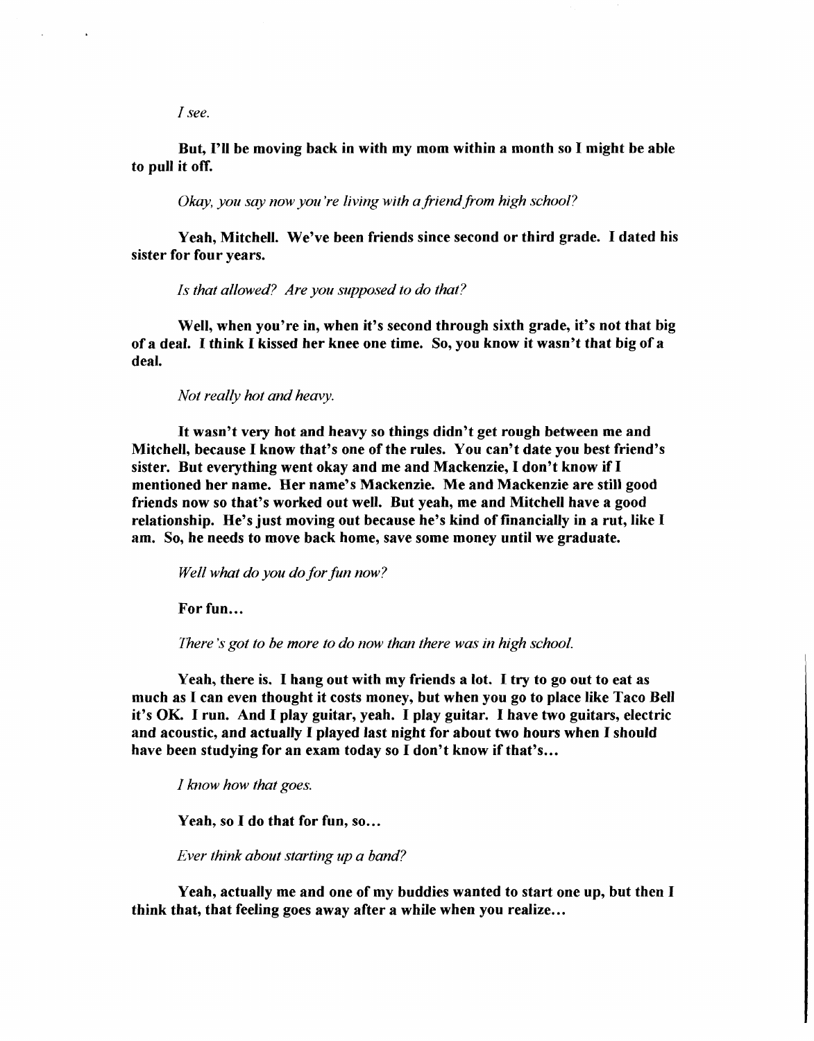*I see.*

**But, I'll be moving back in with my mom within a month so I might be able to pull it off.**

*Okay, you say now you're living with a friend from high school?*

**Yeah, Mitchell. We've been friends since second or third grade. I dated his sister for four years.**

*Is that allowed? Are you supposed to do that?*

**Well, when you're in, when it's second through sixth grade, it's not that big of a deal. I think I kissed her knee one time. So, you know it wasn't that big of a deal.**

*Not really hot and heavy.*

**It wasn't very hot and heavy so things didn't get rough between me and Mitchell, because I know that's one of the rules. You can't date you best friend's sister. But everything went okay and me and Mackenzie, I don't know if I mentioned her name. Her name's Mackenzie. Me and Mackenzie are still good friends now so that's worked out well. But yeah, me and Mitchell have a good relationship. He's just moving out because he's kind of financially in a rut, like I am. So, he needs to move back home, save some money until we graduate.**

*Well what do you do for fun now?*

**For fun...**

*There's got to be more to do now than there was in high school.*

**Yeah, there is. I hang out with my friends a lot. I try to go out to eat as much as I can even thought it costs money, but when you go to place like Taco Bell it's OK. I run. And I play guitar, yeah. I play guitar. I have two guitars, electric and acoustic, and actually I played last night for about two hours when I should have been studying for an exam today so I don't know if that's...**

*I know how that goes.*

**Yeah, so I do that for fun, so...**

*Ever think about starting up a band?*

**Yeah, actually me and one of my buddies wanted to start one up, but then I think that, that feeling goes away after a while when you realize...**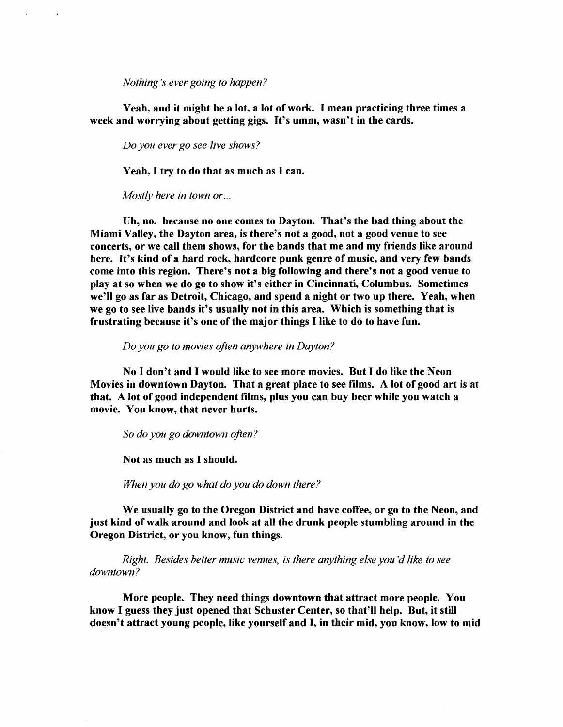*Nothing's ever going to happen?*

**Yeah, and it might be a lot, a lot of work. I mean practicing three times a week and worrying about getting gigs. It's umm, wasn't in the cards.**

*Do you ever go see live shows?*

**Yeah, I try to do that as much as I can.**

*Mostly here in town or...*

**Uh, no. because no one comes to Dayton. That's the bad thing about the Miami Valley, the Dayton area, is there's not a good, not a good venue to see concerts, or we call them shows, for the bands that me and my friends like around here. It's kind of a hard rock, hardcore punk genre of music, and very few bands come into this region. There's not a big following and there's not a good venue to play at so when we do go to show it's either in Cincinnati, Columbus. Sometimes we'll go as far as Detroit, Chicago, and spend a night or two up there. Yeah, when we go to see live bands it's usually not in this area. Which is something that is frustrating because it's one of the major things I like to do to have fun.**

*Do you go to movies often anywhere in Dayton?*

**No I don't and I would like to see more movies. But I do like the Neon Movies in downtown Dayton. That a great place to see films. A lot of good art is at that. A lot of good independent films, plus you can buy beer while you watch a movie. You know, that never hurts.**

*So do you go downtown often?*

**Not as much as I should.**

*When you do go what do you do down there?*

**We usually go to the Oregon District and have coffee, or go to the Neon, and just kind of walk around and look at all the drunk people stumbling around in the Oregon District, or you know, fun things.**

*Right. Besides better music venues, is there anything else you'd like to see downtown?*

**More people. They need things downtown that attract more people. You know I guess they just opened that Schuster Center, so that'll help. But, it still doesn't attract young people, like yourself and I, in their mid, you know, low to mid**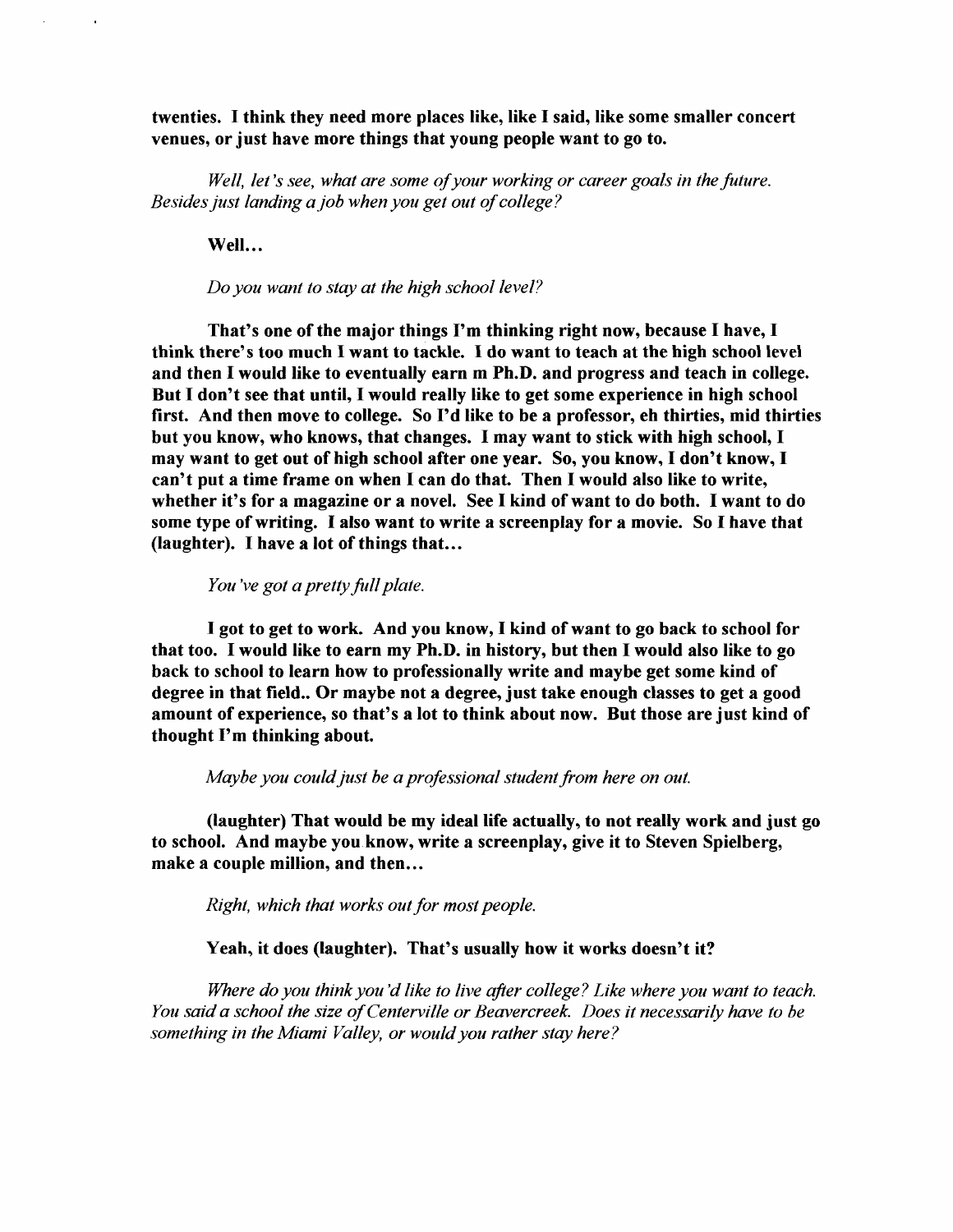**twenties. I think they need more places like, like I said, like some smaller concert venues, or just have more things that young people want to go to.**

*Well, let's see, what are some of your working or career goals in the future. Besides just landing a job when you get out of college?*

**Well…**

*Do you want to stay at the high school level?*

**That's one of the major things I'm thinking right now, because I have, I think there's too much I want to tackle. I do want to teach at the high school level and then I would like to eventually earn m Ph.D. and progress and teach in college. But I don't see that until, I would really like to get some experience in high school first. And then move to college. So I'd like to be a professor, eh thirties, mid thirties but you know, who knows, that changes. I may want to stick with high school, I may want to get out of high school after one year. So, you know, I don't know, I can't put a time frame on when I can do that. Then I would also like to write, whether it's for a magazine or a novel. See I kind of want to do both. I want to do some type of writing. I also want to write a screenplay for a movie. So I have that (laughter). I have a lot of things that…**

*You've got a pretty full plate.*

**I got to get to work. And you know, I kind of want to go back to school for that too. I would like to earn my Ph.D. in history, but then I would also like to go back to school to learn how to professionally write and maybe get some kind of degree in that field.. Or maybe not a degree, just take enough classes to get a good amount of experience, so that's a lot to think about now. But those are just kind of thought I'm thinking about.**

*Maybe you could just be a professional student from here on out.*

**(laughter) That would be my ideal life actually, to not really work and just go to school. And maybe you know, write a screenplay, give it to Steven Spielberg, make a couple million, and then…**

*Right, which that works out for most people.*

**Yeah, it does (laughter). That's usually how it works doesn't it?**

*Where do you think you'd like to live after college? Like where you want to teach. You said a school the size of Centerville or Beavercreek. Does it necessarily have to be something in the Miami Valley, or would you rather stay here?*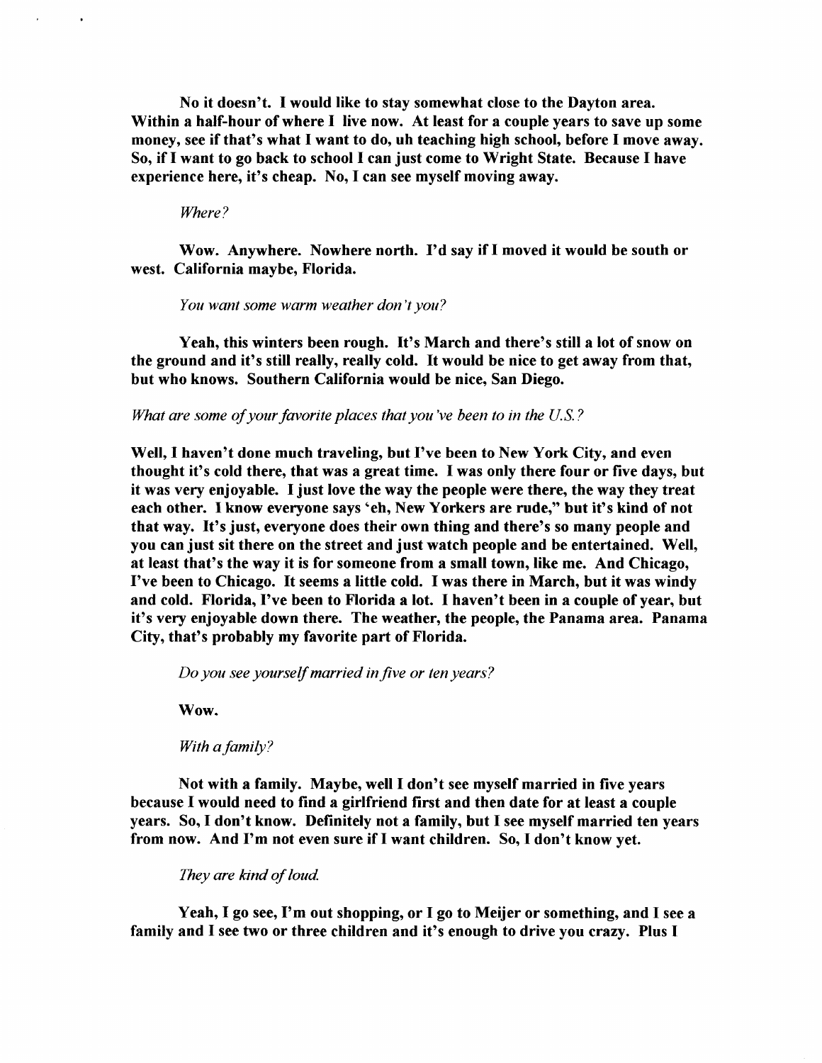**No it doesn't. I would like to stay somewhat close to the Dayton area. Within a half-hour of where I live now. At least for a couple years to save up some money, see if that's what I want to do, uh teaching high school, before I move away. So, if I want to go back to school I can just come to Wright State. Because I have experience here, it's cheap. No, I can see myself moving away.**

*Where?*

**Wow. Anywhere. Nowhere north. I'd say if I moved it would be south or west. California maybe, Florida.**

*You want some warm weather don't you?*

**Yeah, this winters been rough. It's March and there's still a lot of snow on the ground and it's still really, really cold. It would be nice to get away from that, but who knows. Southern California would be nice, San Diego.**

*What are some of your favorite places that you've been to in the U.S.?*

**Well, I haven't done much traveling, but I've been to New York City, and even thought it's cold there, that was a great time. I was only there four or five days, but it was very enjoyable. I just love the way the people were there, the way they treat each other. I know everyone says 'eh, New Yorkers are rude," but it's kind of not that way. It's just, everyone does their own thing and there's so many people and you can just sit there on the street and just watch people and be entertained. Well, at least that's the way it is for someone from a small town, like me. And Chicago, I've been to Chicago. It seems a little cold. I was there in March, but it was windy and cold. Florida, I've been to Florida a lot. I haven't been in a couple of year, but it's very enjoyable down there. The weather, the people, the Panama area. Panama City, that's probably my favorite part of Florida.**

*Do you see yourself married in five or ten years?*

**Wow.**

*With a family?*

**Not with a family. Maybe, well I don't see myself married in five years because I would need to find a girlfriend first and then date for at least a couple years. So, I don't know. Definitely not a family, but I see myself married ten years from now. And I'm not even sure if I want children. So, I don't know yet.**

*They are kind of loud.*

**Yeah, I go see, I'm out shopping, or I go to Meijer or something, and I see a family and I see two or three children and it's enough to drive you crazy. Plus I**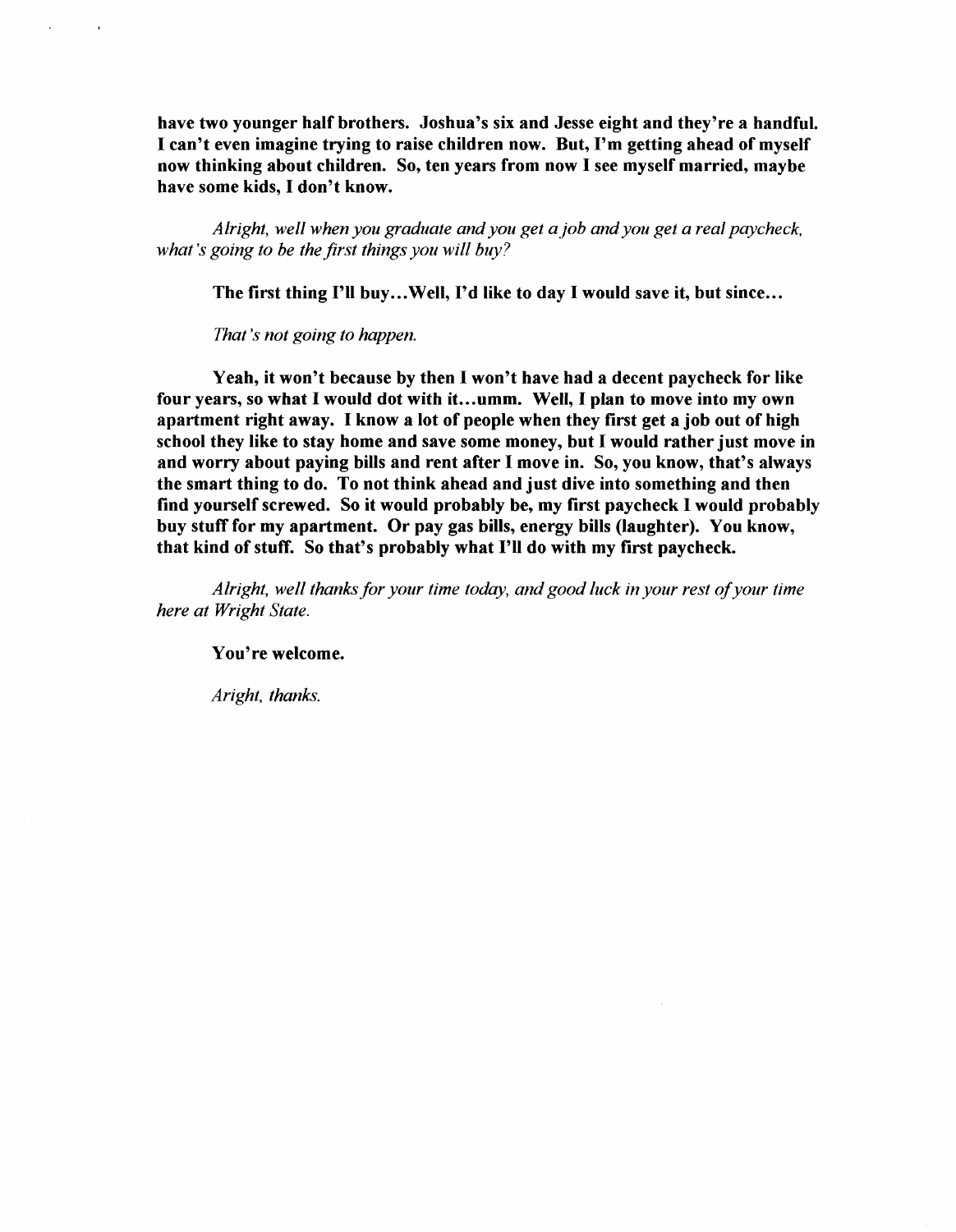**have two younger half brothers. Joshua's six and Jesse eight and they're a handful. I can't even imagine trying to raise children now. But, I'm getting ahead of myself now thinking about children. So, ten years from now I see myself married, maybe have some kids, I don't know.**

*Alright, well when you graduate and you get a job and you get a real paycheck, what's going to be the first things you will buy?*

**The first thing I'll buy…Well, I'd like to day I would save it, but since…**

*That's not going to happen.*

**Yeah, it won't because by then I won't have had a decent paycheck for like four years, so what I would dot with it…umm. Well, I plan to move into my own apartment right away. I know a lot of people when they first get a job out of high school they like to stay home and save some money, but I would rather just move in and worry about paying bills and rent after I move in. So, you know, that's always the smart thing to do. To not think ahead and just dive into something and then find yourself screwed. So it would probably be, my first paycheck I would probably buy stuff for my apartment. Or pay gas bills, energy bills (laughter). You know, that kind of stuff. So that's probably what I'll do with my first paycheck.**

*Alright, well thanks for your time today, and good luck in your rest of your time here at Wright State.*

**You're welcome.**

*Aright, thanks.*